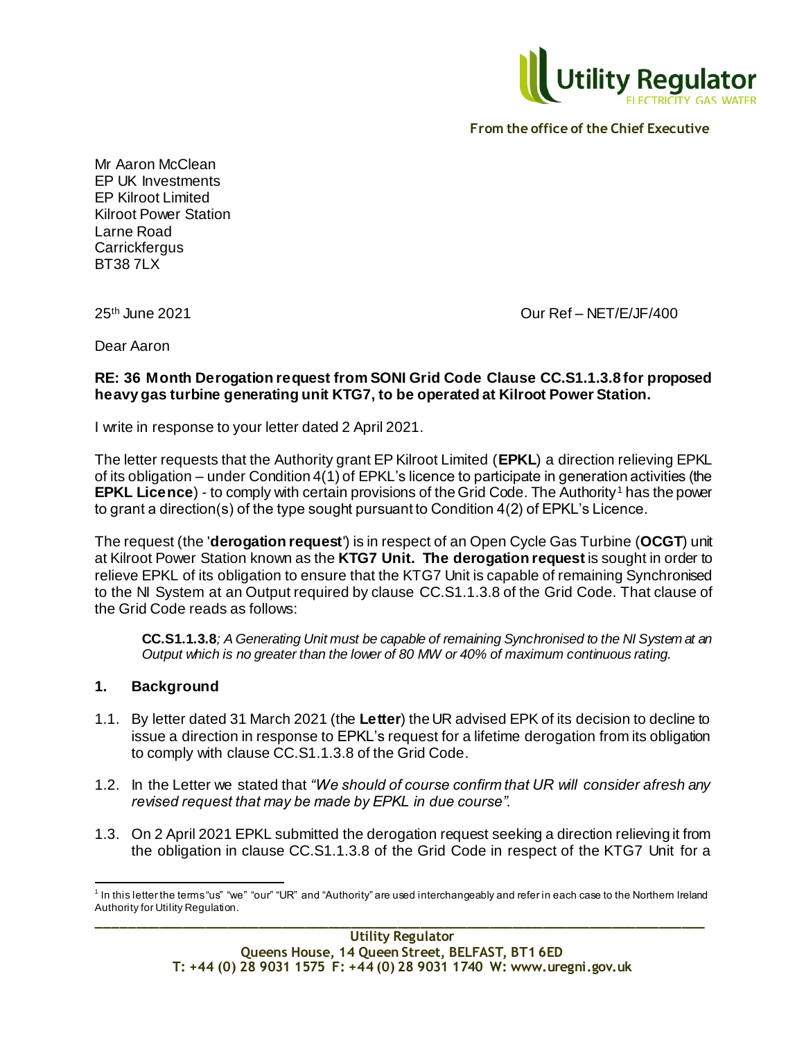From the office of the Chief Executive

Mr Aaron McClean
EP UK Investments
EP Kilroot Limited
Kilroot Power Station
Larne Road
Carrickfergus
BT38 7LX

25th June 2021

Our Ref – NET/E/JF/400

Dear Aaron

**RE: 36 Month Derogation request from SONI Grid Code Clause CC.S1.1.3.8 for proposed heavy gas turbine generating unit KTG7, to be operated at Kilroot Power Station.**

I write in response to your letter dated 2 April 2021.

The letter requests that the Authority grant EP Kilroot Limited (**EPKL**) a direction relieving EPKL of its obligation – under Condition 4(1) of EPKL's licence to participate in generation activities (the **EPKL Licence**) - to comply with certain provisions of the Grid Code. The Authority[1] has the power to grant a direction(s) of the type sought pursuant to Condition 4(2) of EPKL's Licence.

The request (the '**derogation request**') is in respect of an Open Cycle Gas Turbine (**OCGT**) unit at Kilroot Power Station known as the **KTG7 Unit. The derogation request** is sought in order to relieve EPKL of its obligation to ensure that the KTG7 Unit is capable of remaining Synchronised to the NI System at an Output required by clause CC.S1.1.3.8 of the Grid Code. That clause of the Grid Code reads as follows:

> **CC.S1.1.3.8**; *A Generating Unit must be capable of remaining Synchronised to the NI System at an Output which is no greater than the lower of 80 MW or 40% of maximum continuous rating.*

## 1. Background

1.1. By letter dated 31 March 2021 (the **Letter**) the UR advised EPK of its decision to decline to issue a direction in response to EPKL's request for a lifetime derogation from its obligation to comply with clause CC.S1.1.3.8 of the Grid Code.

1.2. In the Letter we stated that *"We should of course confirm that UR will consider afresh any revised request that may be made by EPKL in due course".*

1.3. On 2 April 2021 EPKL submitted the derogation request seeking a direction relieving it from the obligation in clause CC.S1.1.3.8 of the Grid Code in respect of the KTG7 Unit for a

[1] In this letter the terms "us" "we" "our" "UR" and "Authority" are used interchangeably and refer in each case to the Northern Ireland Authority for Utility Regulation.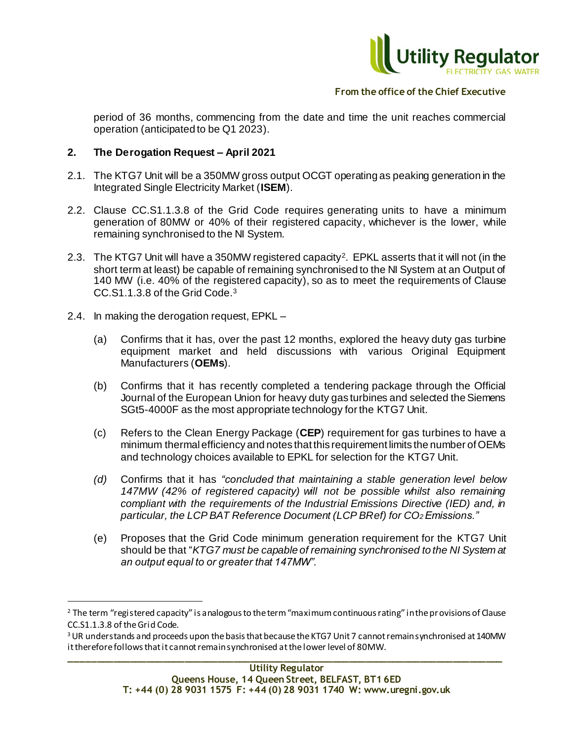period of 36 months, commencing from the date and time the unit reaches commercial operation (anticipated to be Q1 2023).

## 2. The Derogation Request – April 2021

2.1. The KTG7 Unit will be a 350MW gross output OCGT operating as peaking generation in the Integrated Single Electricity Market (**ISEM**).

2.2. Clause CC.S1.1.3.8 of the Grid Code requires generating units to have a minimum generation of 80MW or 40% of their registered capacity, whichever is the lower, while remaining synchronised to the NI System.

2.3. The KTG7 Unit will have a 350MW registered capacity[2]. EPKL asserts that it will not (in the short term at least) be capable of remaining synchronised to the NI System at an Output of 140 MW (i.e. 40% of the registered capacity), so as to meet the requirements of Clause CC.S1.1.3.8 of the Grid Code.[3]

2.4. In making the derogation request, EPKL –

(a) Confirms that it has, over the past 12 months, explored the heavy duty gas turbine equipment market and held discussions with various Original Equipment Manufacturers (**OEMs**).

(b) Confirms that it has recently completed a tendering package through the Official Journal of the European Union for heavy duty gas turbines and selected the Siemens SGt5-4000F as the most appropriate technology for the KTG7 Unit.

(c) Refers to the Clean Energy Package (**CEP**) requirement for gas turbines to have a minimum thermal efficiency and notes that this requirement limits the number of OEMs and technology choices available to EPKL for selection for the KTG7 Unit.

*(d)* Confirms that it has *"concluded that maintaining a stable generation level below 147MW (42% of registered capacity) will not be possible whilst also remaining compliant with the requirements of the Industrial Emissions Directive (IED) and, in particular, the LCP BAT Reference Document (LCP BRef) for $CO_2$ Emissions."*

(e) Proposes that the Grid Code minimum generation requirement for the KTG7 Unit should be that "*KTG7 must be capable of remaining synchronised to the NI System at an output equal to or greater that 147MW*".

---

[2] The term "registered capacity" is analogous to the term "maximum continuous rating" in the provisions of Clause CC.S1.1.3.8 of the Grid Code.

[3] UR understands and proceeds upon the basis that because the KTG7 Unit 7 cannot remain synchronised at 140MW it therefore follows that it cannot remain synchronised at the lower level of 80MW.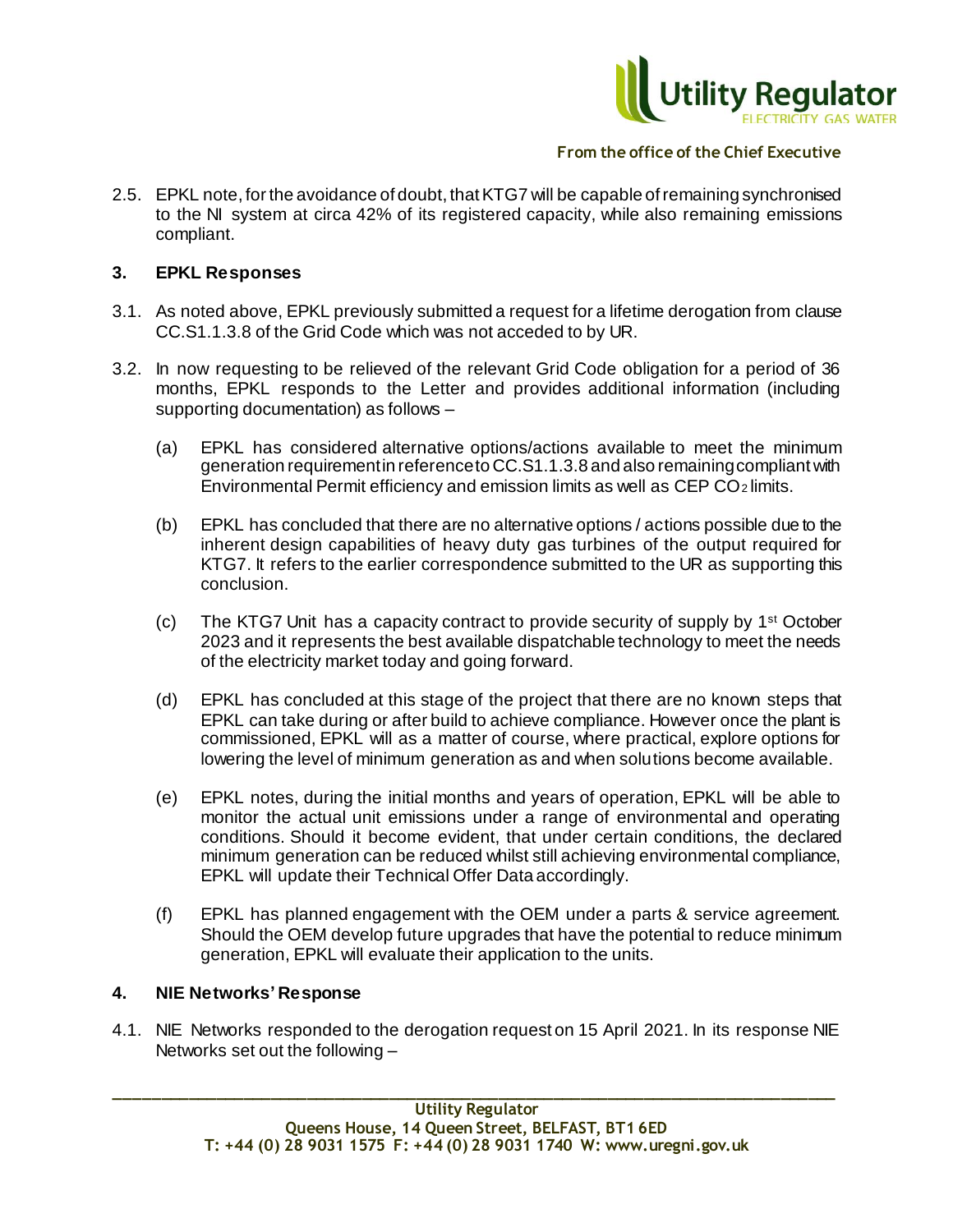2.5. EPKL note, for the avoidance of doubt, that KTG7 will be capable of remaining synchronised to the NI system at circa 42% of its registered capacity, while also remaining emissions compliant.

## 3. EPKL Responses

3.1. As noted above, EPKL previously submitted a request for a lifetime derogation from clause CC.S1.1.3.8 of the Grid Code which was not acceded to by UR.

3.2. In now requesting to be relieved of the relevant Grid Code obligation for a period of 36 months, EPKL responds to the Letter and provides additional information (including supporting documentation) as follows –

(a) EPKL has considered alternative options/actions available to meet the minimum generation requirement in reference to CC.S1.1.3.8 and also remaining compliant with Environmental Permit efficiency and emission limits as well as CEP $CO_2$ limits.

(b) EPKL has concluded that there are no alternative options / actions possible due to the inherent design capabilities of heavy duty gas turbines of the output required for KTG7. It refers to the earlier correspondence submitted to the UR as supporting this conclusion.

(c) The KTG7 Unit has a capacity contract to provide security of supply by 1st October 2023 and it represents the best available dispatchable technology to meet the needs of the electricity market today and going forward.

(d) EPKL has concluded at this stage of the project that there are no known steps that EPKL can take during or after build to achieve compliance. However once the plant is commissioned, EPKL will as a matter of course, where practical, explore options for lowering the level of minimum generation as and when solutions become available.

(e) EPKL notes, during the initial months and years of operation, EPKL will be able to monitor the actual unit emissions under a range of environmental and operating conditions. Should it become evident, that under certain conditions, the declared minimum generation can be reduced whilst still achieving environmental compliance, EPKL will update their Technical Offer Data accordingly.

(f) EPKL has planned engagement with the OEM under a parts & service agreement. Should the OEM develop future upgrades that have the potential to reduce minimum generation, EPKL will evaluate their application to the units.

## 4. NIE Networks' Response

4.1. NIE Networks responded to the derogation request on 15 April 2021. In its response NIE Networks set out the following –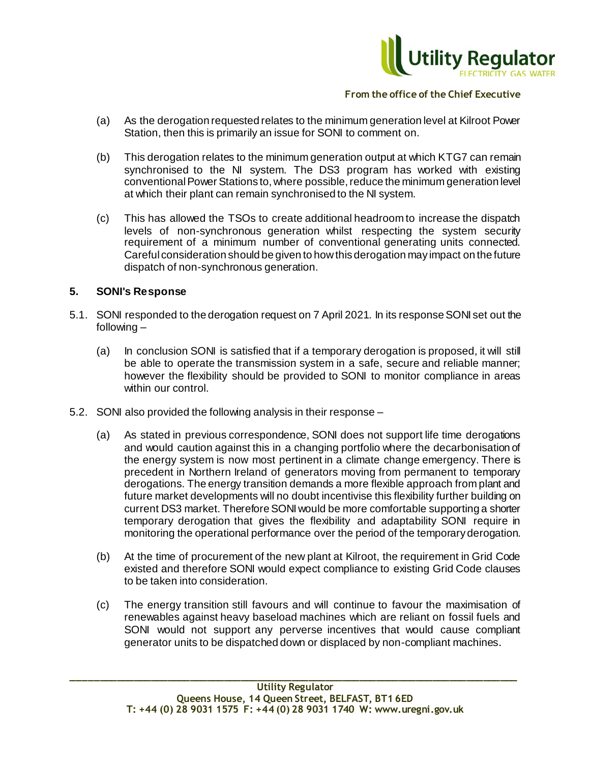(a) As the derogation requested relates to the minimum generation level at Kilroot Power Station, then this is primarily an issue for SONI to comment on.

(b) This derogation relates to the minimum generation output at which KTG7 can remain synchronised to the NI system. The DS3 program has worked with existing conventional Power Stations to, where possible, reduce the minimum generation level at which their plant can remain synchronised to the NI system.

(c) This has allowed the TSOs to create additional headroom to increase the dispatch levels of non-synchronous generation whilst respecting the system security requirement of a minimum number of conventional generating units connected. Careful consideration should be given to how this derogation may impact on the future dispatch of non-synchronous generation.

## 5. SONI's Response

5.1. SONI responded to the derogation request on 7 April 2021. In its response SONI set out the following –

(a) In conclusion SONI is satisfied that if a temporary derogation is proposed, it will still be able to operate the transmission system in a safe, secure and reliable manner; however the flexibility should be provided to SONI to monitor compliance in areas within our control.

5.2. SONI also provided the following analysis in their response –

(a) As stated in previous correspondence, SONI does not support life time derogations and would caution against this in a changing portfolio where the decarbonisation of the energy system is now most pertinent in a climate change emergency. There is precedent in Northern Ireland of generators moving from permanent to temporary derogations. The energy transition demands a more flexible approach from plant and future market developments will no doubt incentivise this flexibility further building on current DS3 market. Therefore SONI would be more comfortable supporting a shorter temporary derogation that gives the flexibility and adaptability SONI require in monitoring the operational performance over the period of the temporary derogation.

(b) At the time of procurement of the new plant at Kilroot, the requirement in Grid Code existed and therefore SONI would expect compliance to existing Grid Code clauses to be taken into consideration.

(c) The energy transition still favours and will continue to favour the maximisation of renewables against heavy baseload machines which are reliant on fossil fuels and SONI would not support any perverse incentives that would cause compliant generator units to be dispatched down or displaced by non-compliant machines.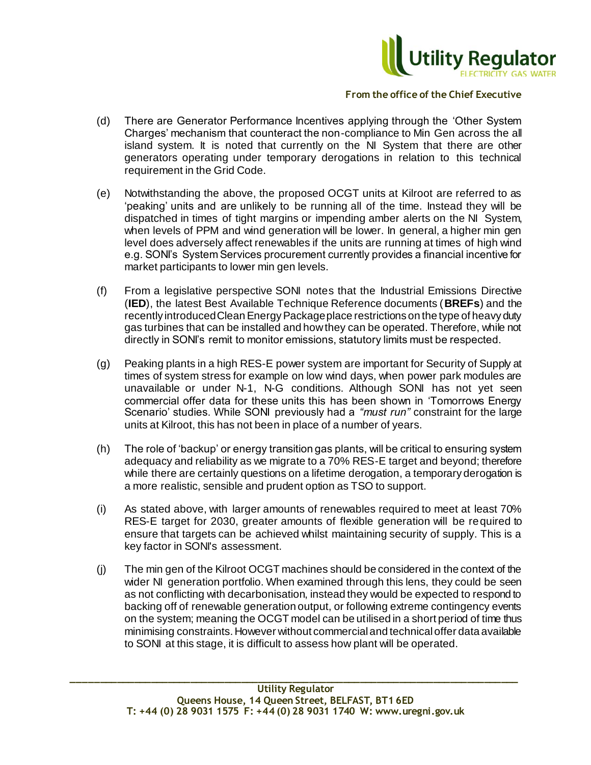(d) There are Generator Performance Incentives applying through the 'Other System Charges' mechanism that counteract the non-compliance to Min Gen across the all island system. It is noted that currently on the NI System that there are other generators operating under temporary derogations in relation to this technical requirement in the Grid Code.

(e) Notwithstanding the above, the proposed OCGT units at Kilroot are referred to as 'peaking' units and are unlikely to be running all of the time. Instead they will be dispatched in times of tight margins or impending amber alerts on the NI System, when levels of PPM and wind generation will be lower. In general, a higher min gen level does adversely affect renewables if the units are running at times of high wind e.g. SONI's System Services procurement currently provides a financial incentive for market participants to lower min gen levels.

(f) From a legislative perspective SONI notes that the Industrial Emissions Directive (**IED**), the latest Best Available Technique Reference documents (**BREFs**) and the recently introduced Clean Energy Package place restrictions on the type of heavy duty gas turbines that can be installed and how they can be operated. Therefore, while not directly in SONI's remit to monitor emissions, statutory limits must be respected.

(g) Peaking plants in a high RES-E power system are important for Security of Supply at times of system stress for example on low wind days, when power park modules are unavailable or under N-1, N-G conditions. Although SONI has not yet seen commercial offer data for these units this has been shown in 'Tomorrows Energy Scenario' studies. While SONI previously had a *"must run"* constraint for the large units at Kilroot, this has not been in place of a number of years.

(h) The role of 'backup' or energy transition gas plants, will be critical to ensuring system adequacy and reliability as we migrate to a 70% RES-E target and beyond; therefore while there are certainly questions on a lifetime derogation, a temporary derogation is a more realistic, sensible and prudent option as TSO to support.

(i) As stated above, with larger amounts of renewables required to meet at least 70% RES-E target for 2030, greater amounts of flexible generation will be required to ensure that targets can be achieved whilst maintaining security of supply. This is a key factor in SONI's assessment.

(j) The min gen of the Kilroot OCGT machines should be considered in the context of the wider NI generation portfolio. When examined through this lens, they could be seen as not conflicting with decarbonisation, instead they would be expected to respond to backing off of renewable generation output, or following extreme contingency events on the system; meaning the OCGT model can be utilised in a short period of time thus minimising constraints. However without commercial and technical offer data available to SONI at this stage, it is difficult to assess how plant will be operated.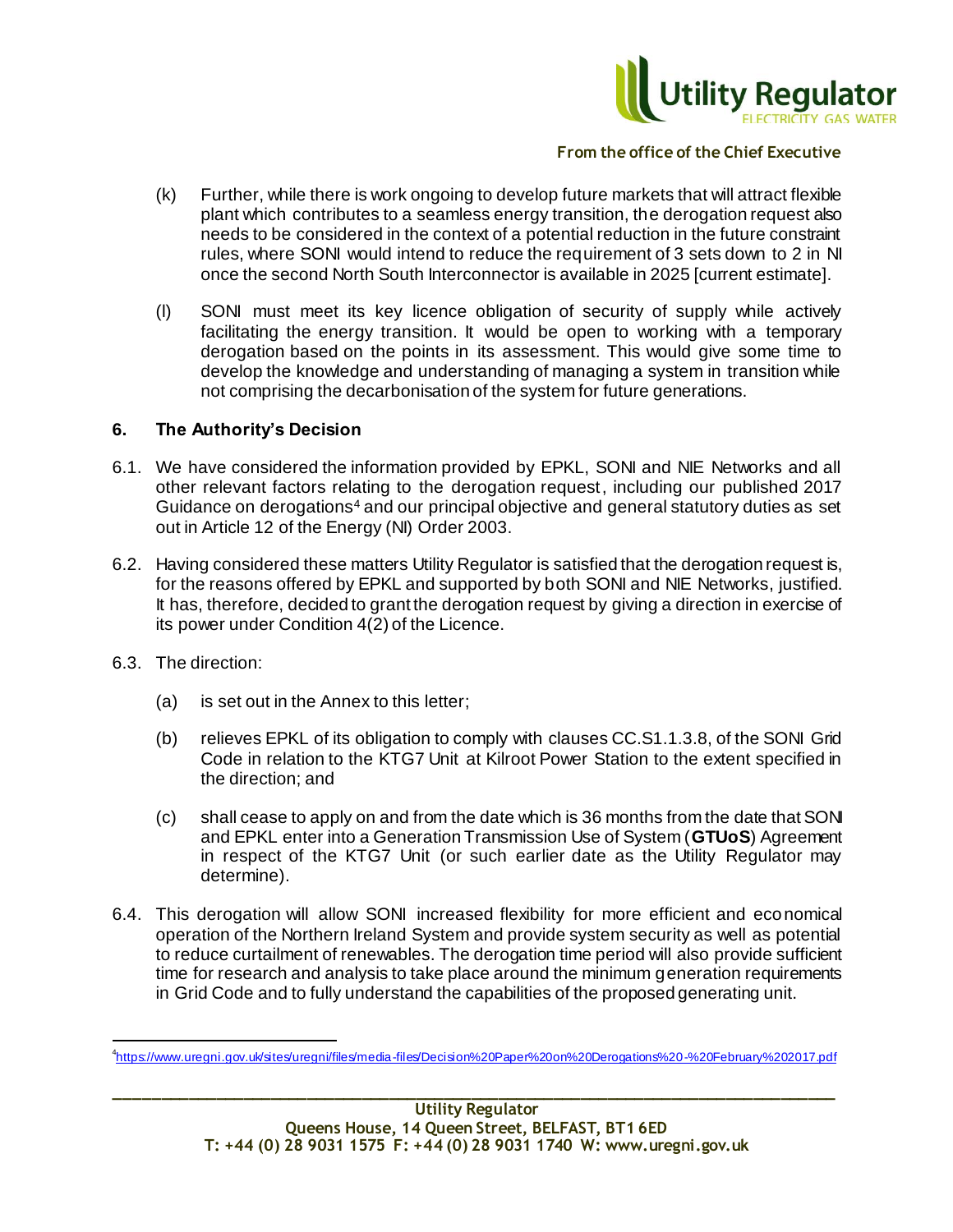(k) Further, while there is work ongoing to develop future markets that will attract flexible plant which contributes to a seamless energy transition, the derogation request also needs to be considered in the context of a potential reduction in the future constraint rules, where SONI would intend to reduce the requirement of 3 sets down to 2 in NI once the second North South Interconnector is available in 2025 [current estimate].

(l) SONI must meet its key licence obligation of security of supply while actively facilitating the energy transition. It would be open to working with a temporary derogation based on the points in its assessment. This would give some time to develop the knowledge and understanding of managing a system in transition while not comprising the decarbonisation of the system for future generations.

## 6. The Authority's Decision

6.1. We have considered the information provided by EPKL, SONI and NIE Networks and all other relevant factors relating to the derogation request, including our published 2017 Guidance on derogations[4] and our principal objective and general statutory duties as set out in Article 12 of the Energy (NI) Order 2003.

6.2. Having considered these matters Utility Regulator is satisfied that the derogation request is, for the reasons offered by EPKL and supported by both SONI and NIE Networks, justified. It has, therefore, decided to grant the derogation request by giving a direction in exercise of its power under Condition 4(2) of the Licence.

6.3. The direction:

(a) is set out in the Annex to this letter;

(b) relieves EPKL of its obligation to comply with clauses CC.S1.1.3.8, of the SONI Grid Code in relation to the KTG7 Unit at Kilroot Power Station to the extent specified in the direction; and

(c) shall cease to apply on and from the date which is 36 months from the date that SONI and EPKL enter into a Generation Transmission Use of System (**GTUoS**) Agreement in respect of the KTG7 Unit (or such earlier date as the Utility Regulator may determine).

6.4. This derogation will allow SONI increased flexibility for more efficient and economical operation of the Northern Ireland System and provide system security as well as potential to reduce curtailment of renewables. The derogation time period will also provide sufficient time for research and analysis to take place around the minimum generation requirements in Grid Code and to fully understand the capabilities of the proposed generating unit.

[4] https://www.uregni.gov.uk/sites/uregni/files/media-files/Decision%20Paper%20on%20Derogations%20-%20February%202017.pdf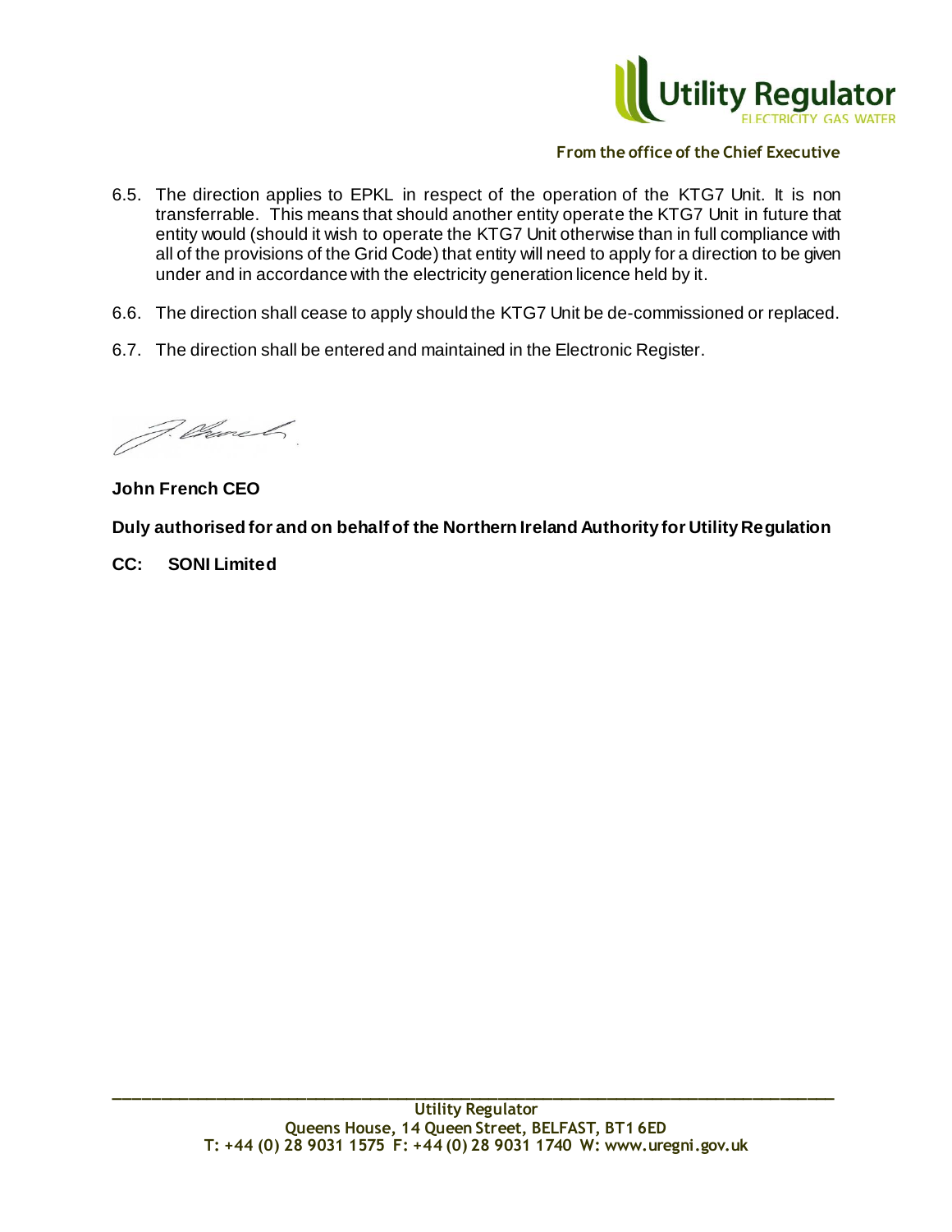6.5. The direction applies to EPKL in respect of the operation of the KTG7 Unit. It is non transferrable. This means that should another entity operate the KTG7 Unit in future that entity would (should it wish to operate the KTG7 Unit otherwise than in full compliance with all of the provisions of the Grid Code) that entity will need to apply for a direction to be given under and in accordance with the electricity generation licence held by it.

6.6. The direction shall cease to apply should the KTG7 Unit be de-commissioned or replaced.

6.7. The direction shall be entered and maintained in the Electronic Register.

**John French CEO**

**Duly authorised for and on behalf of the Northern Ireland Authority for Utility Regulation**

**CC: SONI Limited**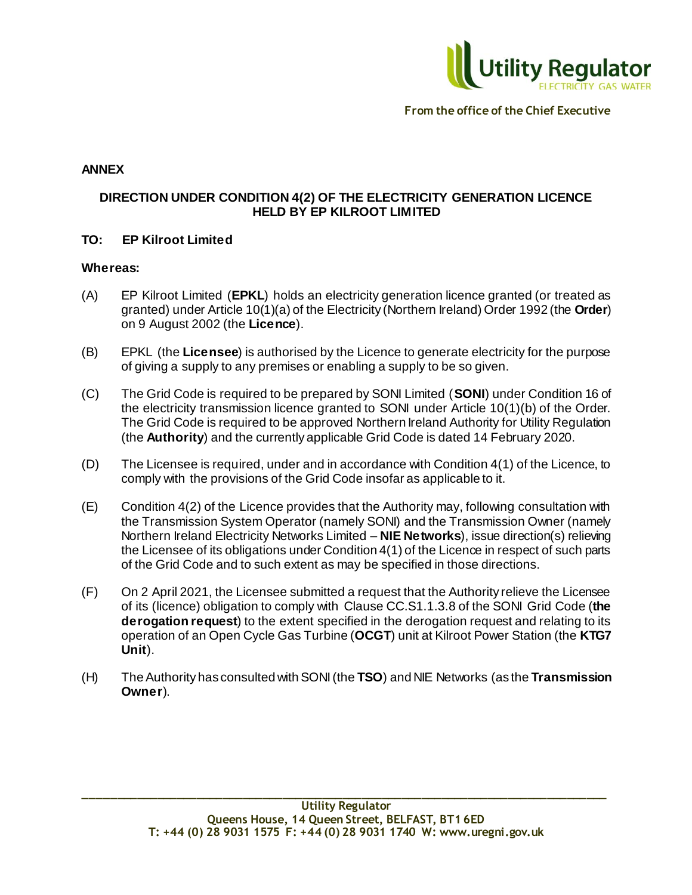From the office of the Chief Executive

**ANNEX**

**DIRECTION UNDER CONDITION 4(2) OF THE ELECTRICITY GENERATION LICENCE HELD BY EP KILROOT LIMITED**

**TO: EP Kilroot Limited**

**Whereas:**

(A) EP Kilroot Limited (**EPKL**) holds an electricity generation licence granted (or treated as granted) under Article 10(1)(a) of the Electricity (Northern Ireland) Order 1992 (the **Order**) on 9 August 2002 (the **Licence**).

(B) EPKL (the **Licensee**) is authorised by the Licence to generate electricity for the purpose of giving a supply to any premises or enabling a supply to be so given.

(C) The Grid Code is required to be prepared by SONI Limited (**SONI**) under Condition 16 of the electricity transmission licence granted to SONI under Article 10(1)(b) of the Order. The Grid Code is required to be approved Northern Ireland Authority for Utility Regulation (the **Authority**) and the currently applicable Grid Code is dated 14 February 2020.

(D) The Licensee is required, under and in accordance with Condition 4(1) of the Licence, to comply with the provisions of the Grid Code insofar as applicable to it.

(E) Condition 4(2) of the Licence provides that the Authority may, following consultation with the Transmission System Operator (namely SONI) and the Transmission Owner (namely Northern Ireland Electricity Networks Limited – **NIE Networks**), issue direction(s) relieving the Licensee of its obligations under Condition 4(1) of the Licence in respect of such parts of the Grid Code and to such extent as may be specified in those directions.

(F) On 2 April 2021, the Licensee submitted a request that the Authority relieve the Licensee of its (licence) obligation to comply with Clause CC.S1.1.3.8 of the SONI Grid Code (**the derogation request**) to the extent specified in the derogation request and relating to its operation of an Open Cycle Gas Turbine (**OCGT**) unit at Kilroot Power Station (the **KTG7 Unit**).

(H) The Authority has consulted with SONI (the **TSO**) and NIE Networks (as the **Transmission Owner**).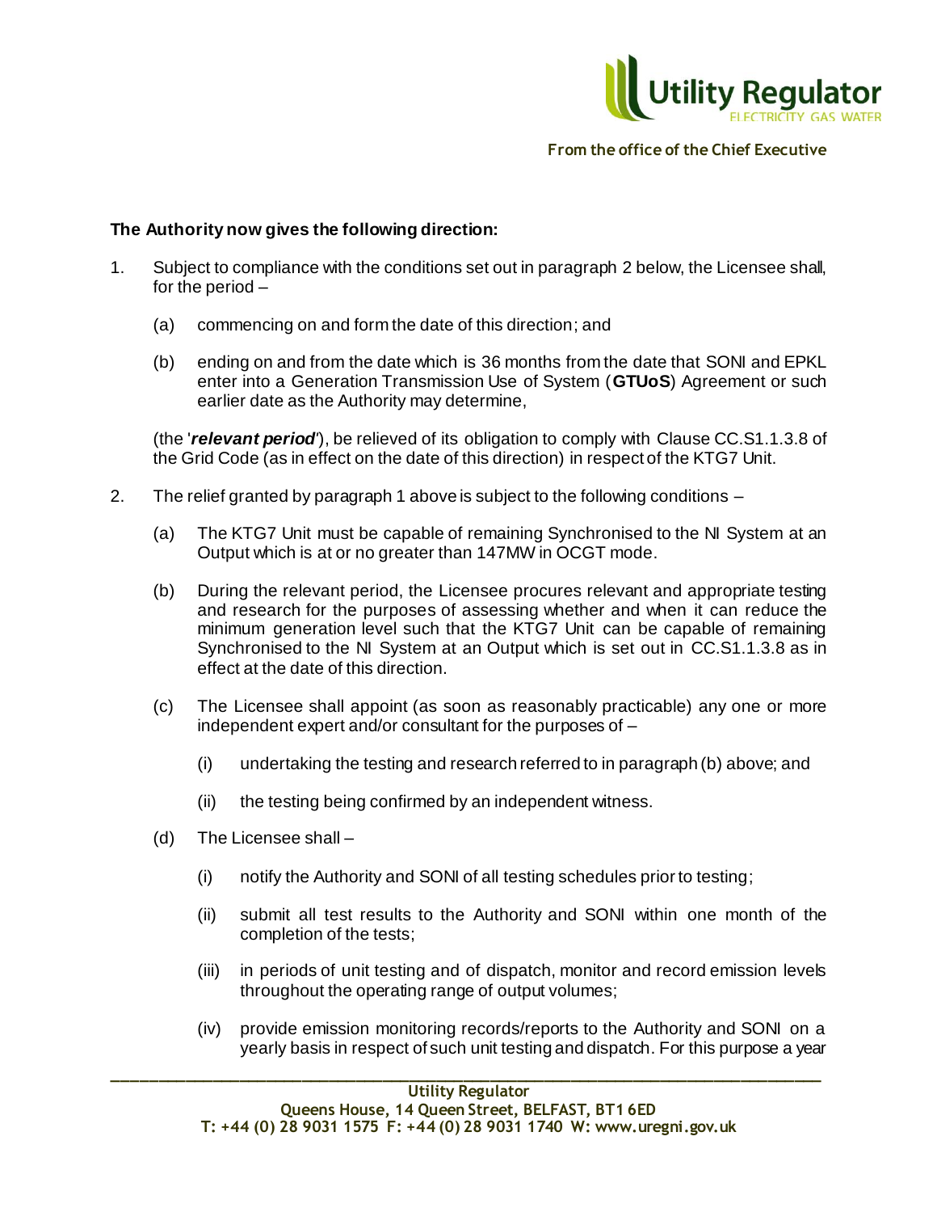**The Authority now gives the following direction:**

1. Subject to compliance with the conditions set out in paragraph 2 below, the Licensee shall, for the period –

   (a) commencing on and form the date of this direction; and

   (b) ending on and from the date which is 36 months from the date that SONI and EPKL enter into a Generation Transmission Use of System (**GTUoS**) Agreement or such earlier date as the Authority may determine,

   (the '***relevant period***'), be relieved of its obligation to comply with Clause CC.S1.1.3.8 of the Grid Code (as in effect on the date of this direction) in respect of the KTG7 Unit.

2. The relief granted by paragraph 1 above is subject to the following conditions –

   (a) The KTG7 Unit must be capable of remaining Synchronised to the NI System at an Output which is at or no greater than 147MW in OCGT mode.

   (b) During the relevant period, the Licensee procures relevant and appropriate testing and research for the purposes of assessing whether and when it can reduce the minimum generation level such that the KTG7 Unit can be capable of remaining Synchronised to the NI System at an Output which is set out in CC.S1.1.3.8 as in effect at the date of this direction.

   (c) The Licensee shall appoint (as soon as reasonably practicable) any one or more independent expert and/or consultant for the purposes of –

      (i) undertaking the testing and research referred to in paragraph (b) above; and

      (ii) the testing being confirmed by an independent witness.

   (d) The Licensee shall –

      (i) notify the Authority and SONI of all testing schedules prior to testing;

      (ii) submit all test results to the Authority and SONI within one month of the completion of the tests;

      (iii) in periods of unit testing and of dispatch, monitor and record emission levels throughout the operating range of output volumes;

      (iv) provide emission monitoring records/reports to the Authority and SONI on a yearly basis in respect of such unit testing and dispatch. For this purpose a year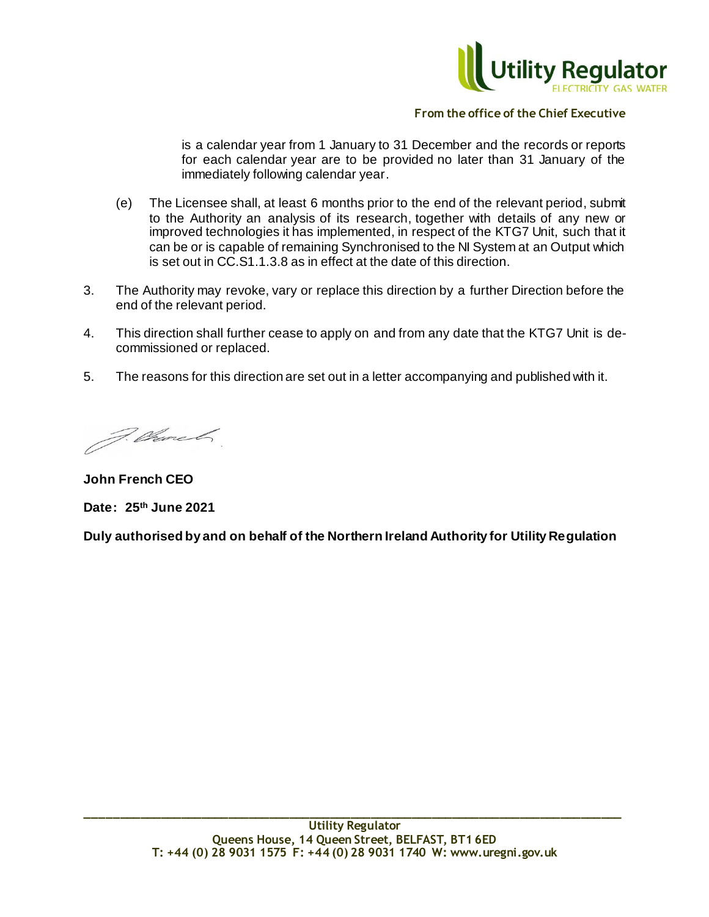is a calendar year from 1 January to 31 December and the records or reports for each calendar year are to be provided no later than 31 January of the immediately following calendar year.

(e) The Licensee shall, at least 6 months prior to the end of the relevant period, submit to the Authority an analysis of its research, together with details of any new or improved technologies it has implemented, in respect of the KTG7 Unit, such that it can be or is capable of remaining Synchronised to the NI System at an Output which is set out in CC.S1.1.3.8 as in effect at the date of this direction.

3. The Authority may revoke, vary or replace this direction by a further Direction before the end of the relevant period.

4. This direction shall further cease to apply on and from any date that the KTG7 Unit is de-commissioned or replaced.

5. The reasons for this direction are set out in a letter accompanying and published with it.

**John French CEO**

**Date: 25th June 2021**

**Duly authorised by and on behalf of the Northern Ireland Authority for Utility Regulation**